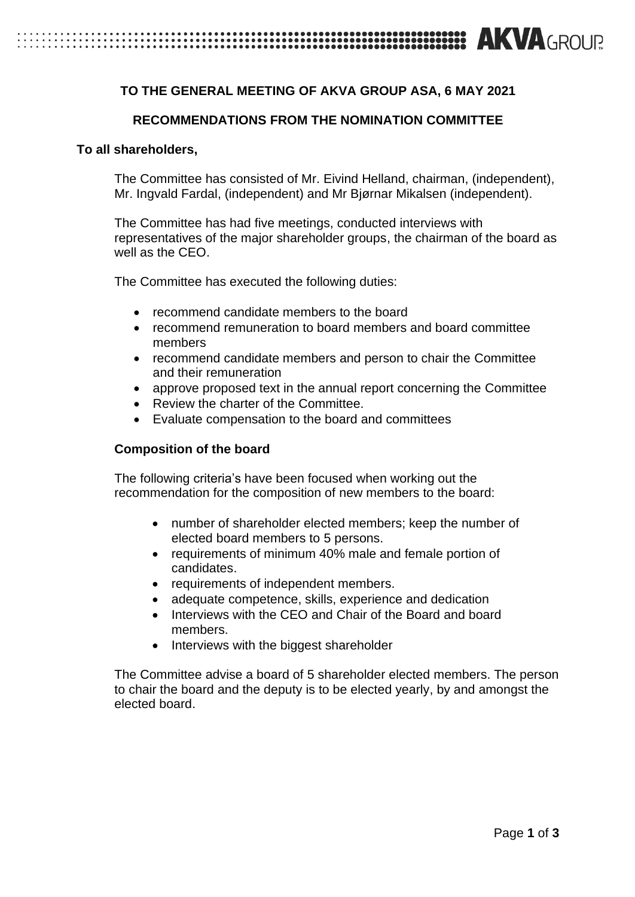**TO THE GENERAL MEETING OF AKVA GROUP ASA, 6 MAY 2021**

**RECOMMENDATIONS FROM THE NOMINATION COMMITTEE**

**To all shareholders,**

The Committee has consisted of Mr. Eivind Helland, chairman, (independent), Mr. Ingvald Fardal, (independent) and Mr Bjørnar Mikalsen (independent).

The Committee has had five meetings, conducted interviews with representatives of the major shareholder groups, the chairman of the board as well as the CEO.

The Committee has executed the following duties:

- recommend candidate members to the board
- recommend remuneration to board members and board committee members
- recommend candidate members and person to chair the Committee and their remuneration
- approve proposed text in the annual report concerning the Committee
- Review the charter of the Committee.
- Evaluate compensation to the board and committees

**Composition of the board**

The following criteria's have been focused when working out the recommendation for the composition of new members to the board:

- number of shareholder elected members; keep the number of elected board members to 5 persons.
- requirements of minimum 40% male and female portion of candidates.
- requirements of independent members.
- adequate competence, skills, experience and dedication
- Interviews with the CEO and Chair of the Board and board members.
- Interviews with the biggest shareholder

The Committee advise a board of 5 shareholder elected members. The person to chair the board and the deputy is to be elected yearly, by and amongst the elected board.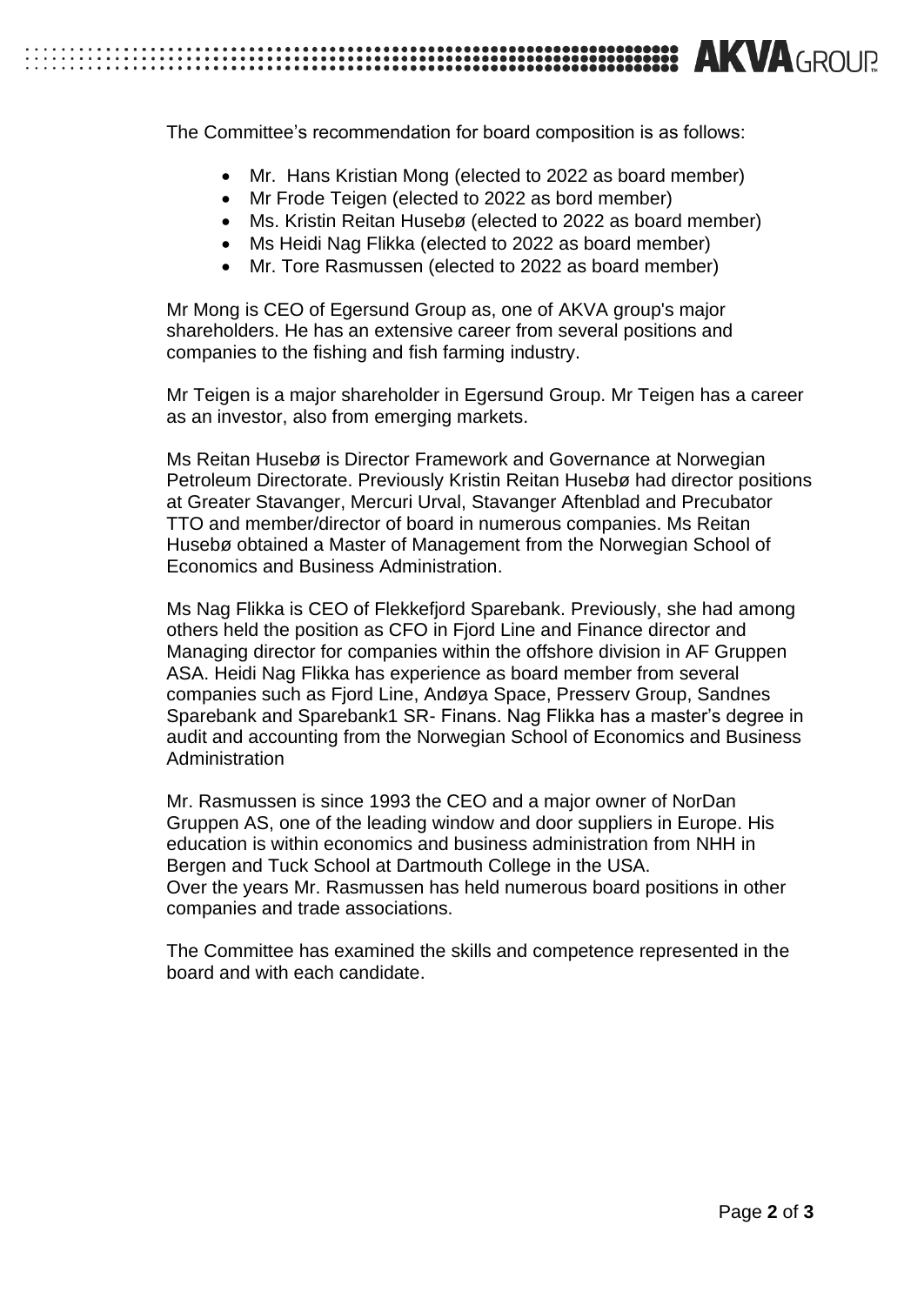The Committee's recommendation for board composition is as follows:

- Mr.  Hans Kristian Mong (elected to 2022 as board member)
- Mr Frode Teigen (elected to 2022 as bord member)
- Ms. Kristin Reitan Husebø (elected to 2022 as board member)
- Ms Heidi Nag Flikka (elected to 2022 as board member)
- Mr. Tore Rasmussen (elected to 2022 as board member)

Mr Mong is CEO of Egersund Group as, one of AKVA group's major shareholders. He has an extensive career from several positions and companies to the fishing and fish farming industry.

Mr Teigen is a major shareholder in Egersund Group. Mr Teigen has a career as an investor, also from emerging markets.

Ms Reitan Husebø is Director Framework and Governance at Norwegian Petroleum Directorate. Previously Kristin Reitan Husebø had director positions at Greater Stavanger, Mercuri Urval, Stavanger Aftenblad and Precubator TTO and member/director of board in numerous companies. Ms Reitan Husebø obtained a Master of Management from the Norwegian School of Economics and Business Administration.

Ms Nag Flikka is CEO of Flekkefjord Sparebank. Previously, she had among others held the position as CFO in Fjord Line and Finance director and Managing director for companies within the offshore division in AF Gruppen ASA. Heidi Nag Flikka has experience as board member from several companies such as Fjord Line, Andøya Space, Presserv Group, Sandnes Sparebank and Sparebank1 SR- Finans. Nag Flikka has a master's degree in audit and accounting from the Norwegian School of Economics and Business Administration

Mr. Rasmussen is since 1993 the CEO and a major owner of NorDan Gruppen AS, one of the leading window and door suppliers in Europe. His education is within economics and business administration from NHH in Bergen and Tuck School at Dartmouth College in the USA.
Over the years Mr. Rasmussen has held numerous board positions in other companies and trade associations.

The Committee has examined the skills and competence represented in the board and with each candidate.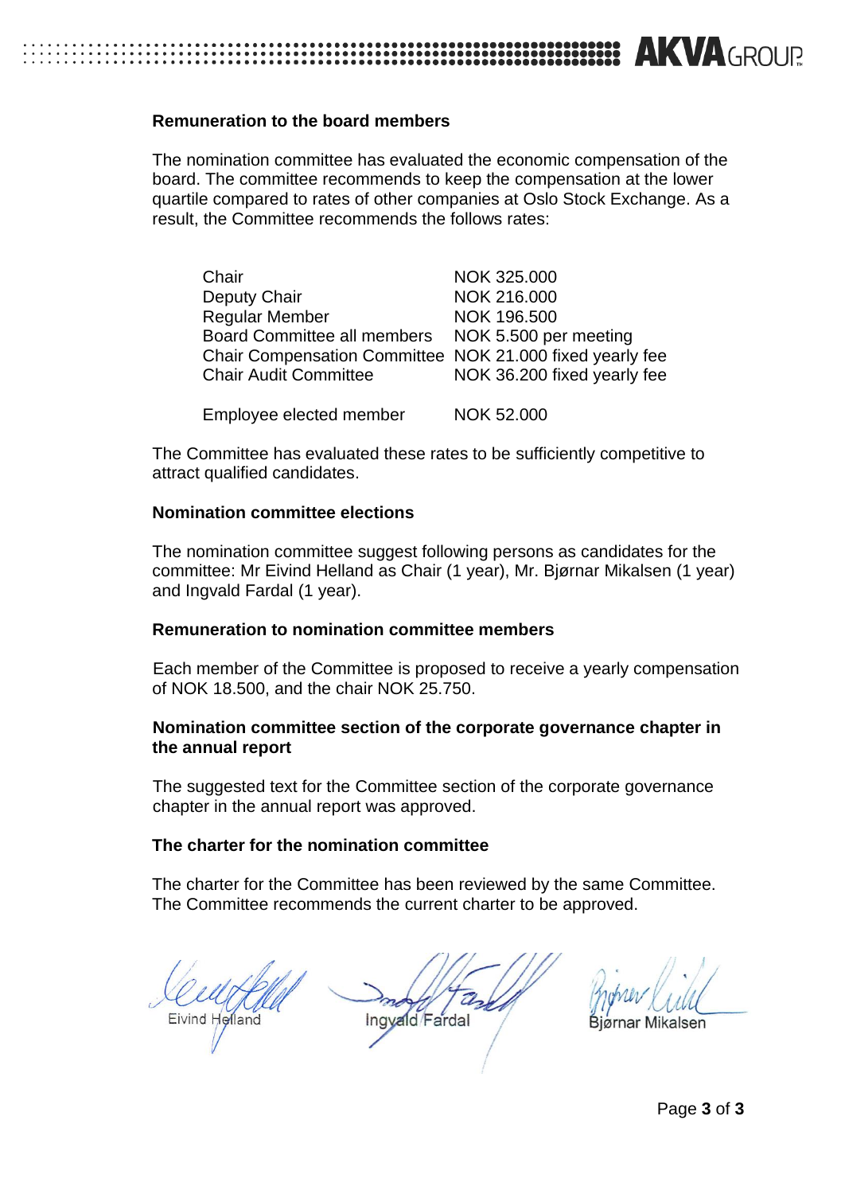### Remuneration to the board members

The nomination committee has evaluated the economic compensation of the board. The committee recommends to keep the compensation at the lower quartile compared to rates of other companies at Oslo Stock Exchange. As a result, the Committee recommends the follows rates:

| | |
|---|---|
| Chair | NOK 325.000 |
| Deputy Chair | NOK 216.000 |
| Regular Member | NOK 196.500 |
| Board Committee all members | NOK 5.500 per meeting |
| Chair Compensation Committee | NOK 21.000 fixed yearly fee |
| Chair Audit Committee | NOK 36.200 fixed yearly fee |
| Employee elected member | NOK 52.000 |

The Committee has evaluated these rates to be sufficiently competitive to attract qualified candidates.

### Nomination committee elections

The nomination committee suggest following persons as candidates for the committee: Mr Eivind Helland as Chair (1 year), Mr. Bjørnar Mikalsen (1 year) and Ingvald Fardal (1 year).

### Remuneration to nomination committee members

Each member of the Committee is proposed to receive a yearly compensation of NOK 18.500, and the chair NOK 25.750.

### Nomination committee section of the corporate governance chapter in the annual report

The suggested text for the Committee section of the corporate governance chapter in the annual report was approved.

### The charter for the nomination committee

The charter for the Committee has been reviewed by the same Committee. The Committee recommends the current charter to be approved.

Eivind Helland    Ingvald Fardal    Bjørnar Mikalsen